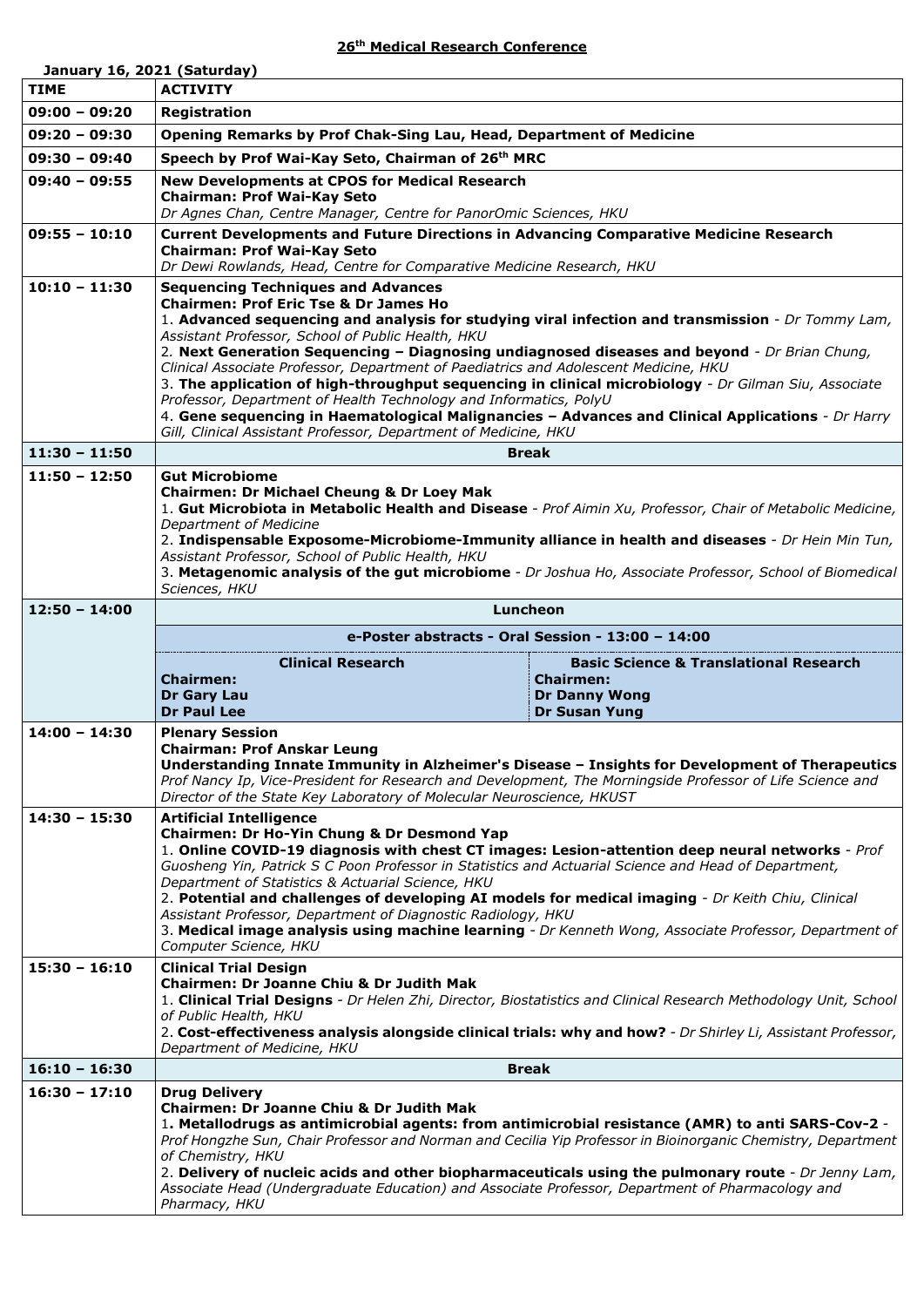# 26th Medical Research Conference

**January 16, 2021 (Saturday)**

| TIME | ACTIVITY |
| --- | --- |
| 09:00 – 09:20 | **Registration** |
| 09:20 – 09:30 | **Opening Remarks by Prof Chak-Sing Lau, Head, Department of Medicine** |
| 09:30 – 09:40 | **Speech by Prof Wai-Kay Seto, Chairman of 26th MRC** |
| 09:40 – 09:55 | **New Developments at CPOS for Medical Research**<br>**Chairman: Prof Wai-Kay Seto**<br>*Dr Agnes Chan, Centre Manager, Centre for PanorOmic Sciences, HKU* |
| 09:55 – 10:10 | **Current Developments and Future Directions in Advancing Comparative Medicine Research**<br>**Chairman: Prof Wai-Kay Seto**<br>*Dr Dewi Rowlands, Head, Centre for Comparative Medicine Research, HKU* |
| 10:10 – 11:30 | **Sequencing Techniques and Advances**<br>**Chairmen: Prof Eric Tse & Dr James Ho**<br>1. **Advanced sequencing and analysis for studying viral infection and transmission** - *Dr Tommy Lam, Assistant Professor, School of Public Health, HKU*<br>2. **Next Generation Sequencing – Diagnosing undiagnosed diseases and beyond** - *Dr Brian Chung, Clinical Associate Professor, Department of Paediatrics and Adolescent Medicine, HKU*<br>3. **The application of high-throughput sequencing in clinical microbiology** - *Dr Gilman Siu, Associate Professor, Department of Health Technology and Informatics, PolyU*<br>4. **Gene sequencing in Haematological Malignancies – Advances and Clinical Applications** - *Dr Harry Gill, Clinical Assistant Professor, Department of Medicine, HKU* |
| 11:30 – 11:50 | **Break** |
| 11:50 – 12:50 | **Gut Microbiome**<br>**Chairmen: Dr Michael Cheung & Dr Loey Mak**<br>1. **Gut Microbiota in Metabolic Health and Disease** - *Prof Aimin Xu, Professor, Chair of Metabolic Medicine, Department of Medicine*<br>2. **Indispensable Exposome-Microbiome-Immunity alliance in health and diseases** - *Dr Hein Min Tun, Assistant Professor, School of Public Health, HKU*<br>3. **Metagenomic analysis of the gut microbiome** - *Dr Joshua Ho, Associate Professor, School of Biomedical Sciences, HKU* |
| 12:50 – 14:00 | **Luncheon**<br>**e-Poster abstracts - Oral Session - 13:00 – 14:00**<br>**Clinical Research** — **Chairmen: Dr Gary Lau, Dr Paul Lee**<br>**Basic Science & Translational Research** — **Chairmen: Dr Danny Wong, Dr Susan Yung** |
| 14:00 – 14:30 | **Plenary Session**<br>**Chairman: Prof Anskar Leung**<br>**Understanding Innate Immunity in Alzheimer's Disease – Insights for Development of Therapeutics**<br>*Prof Nancy Ip, Vice-President for Research and Development, The Morningside Professor of Life Science and Director of the State Key Laboratory of Molecular Neuroscience, HKUST* |
| 14:30 – 15:30 | **Artificial Intelligence**<br>**Chairmen: Dr Ho-Yin Chung & Dr Desmond Yap**<br>1. **Online COVID-19 diagnosis with chest CT images: Lesion-attention deep neural networks** - *Prof Guosheng Yin, Patrick S C Poon Professor in Statistics and Actuarial Science and Head of Department, Department of Statistics & Actuarial Science, HKU*<br>2. **Potential and challenges of developing AI models for medical imaging** - *Dr Keith Chiu, Clinical Assistant Professor, Department of Diagnostic Radiology, HKU*<br>3. **Medical image analysis using machine learning** - *Dr Kenneth Wong, Associate Professor, Department of Computer Science, HKU* |
| 15:30 – 16:10 | **Clinical Trial Design**<br>**Chairmen: Dr Joanne Chiu & Dr Judith Mak**<br>1. **Clinical Trial Designs** - *Dr Helen Zhi, Director, Biostatistics and Clinical Research Methodology Unit, School of Public Health, HKU*<br>2. **Cost-effectiveness analysis alongside clinical trials: why and how?** - *Dr Shirley Li, Assistant Professor, Department of Medicine, HKU* |
| 16:10 – 16:30 | **Break** |
| 16:30 – 17:10 | **Drug Delivery**<br>**Chairmen: Dr Joanne Chiu & Dr Judith Mak**<br>1. **Metallodrugs as antimicrobial agents: from antimicrobial resistance (AMR) to anti SARS-Cov-2** - *Prof Hongzhe Sun, Chair Professor and Norman and Cecilia Yip Professor in Bioinorganic Chemistry, Department of Chemistry, HKU*<br>2. **Delivery of nucleic acids and other biopharmaceuticals using the pulmonary route** - *Dr Jenny Lam, Associate Head (Undergraduate Education) and Associate Professor, Department of Pharmacology and Pharmacy, HKU* |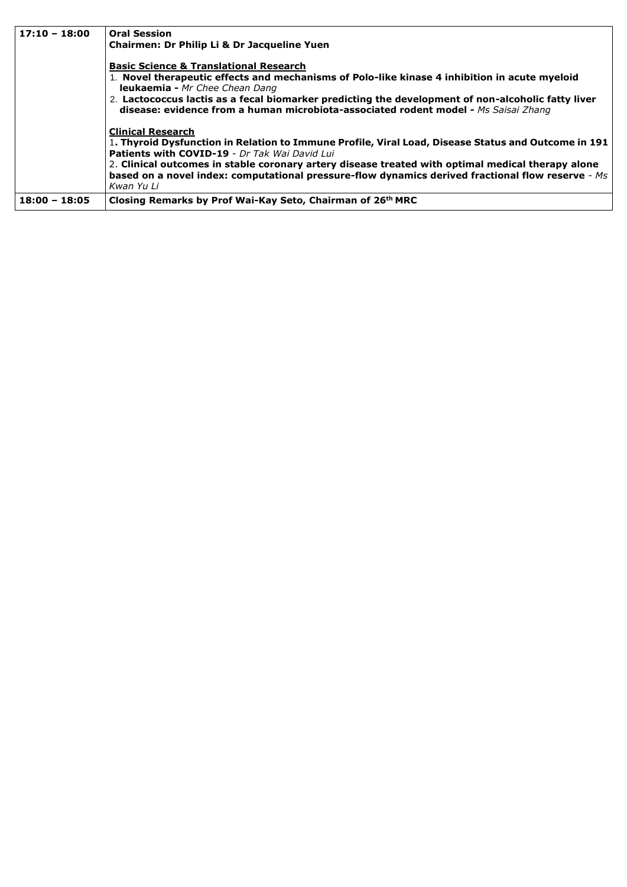| | |
|---|---|
| **17:10 – 18:00** | **Oral Session**<br>**Chairmen: Dr Philip Li & Dr Jacqueline Yuen**<br><br>**Basic Science & Translational Research**<br>1. **Novel therapeutic effects and mechanisms of Polo-like kinase 4 inhibition in acute myeloid leukaemia -** *Mr Chee Chean Dang*<br>2. **Lactococcus lactis as a fecal biomarker predicting the development of non-alcoholic fatty liver disease: evidence from a human microbiota-associated rodent model -** *Ms Saisai Zhang*<br><br>**Clinical Research**<br>1**. Thyroid Dysfunction in Relation to Immune Profile, Viral Load, Disease Status and Outcome in 191 Patients with COVID-19** - *Dr Tak Wai David Lui*<br>2. **Clinical outcomes in stable coronary artery disease treated with optimal medical therapy alone based on a novel index: computational pressure-flow dynamics derived fractional flow reserve** - *Ms Kwan Yu Li* |
| **18:00 – 18:05** | **Closing Remarks by Prof Wai-Kay Seto, Chairman of 26th MRC** |